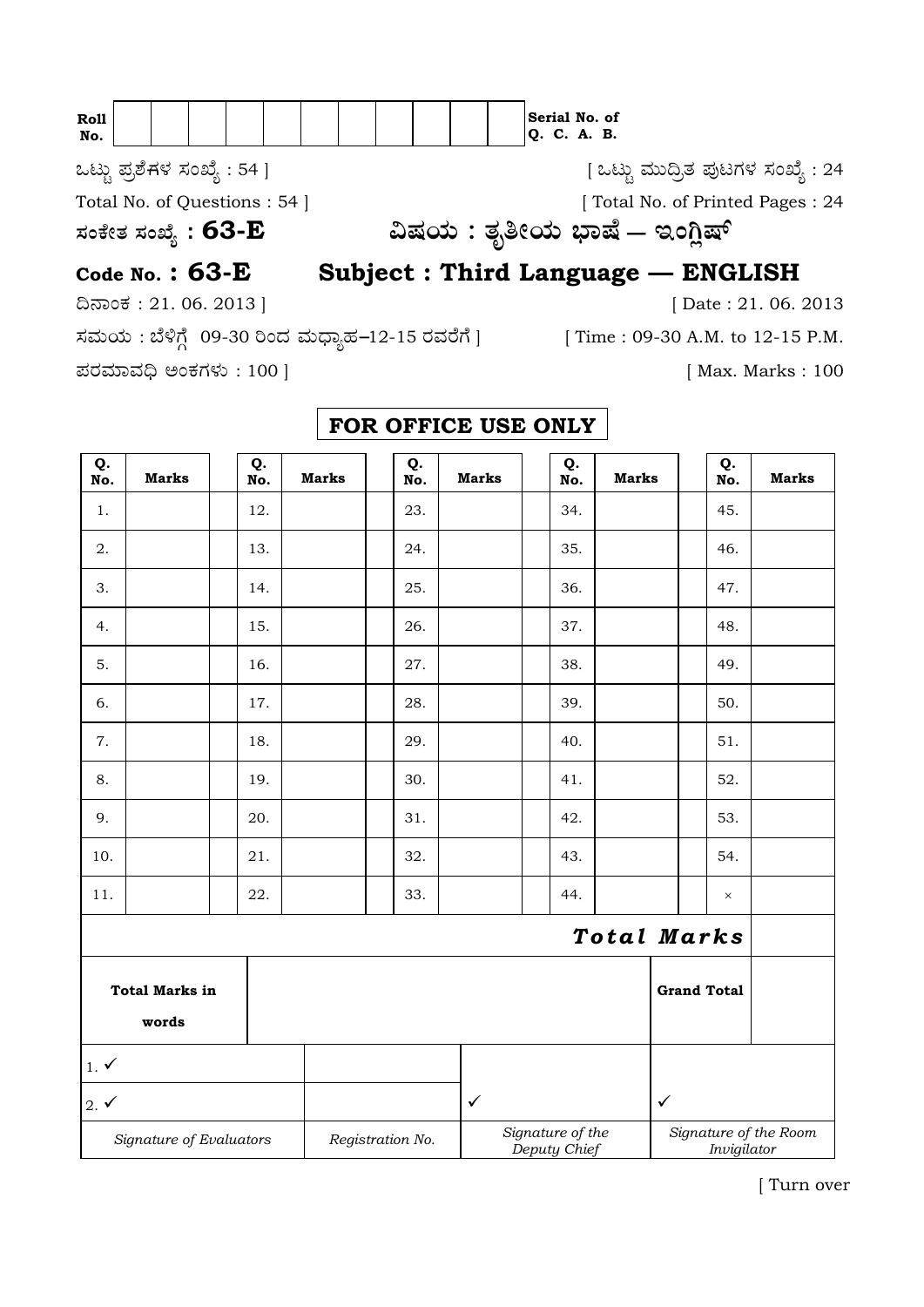| Roll No. | | | | | | | | | | | | | | Serial No. of Q. C. A. B. |
|---|---|---|---|---|---|---|---|---|---|---|---|---|---|---|

ಒಟ್ಟು ಪ್ರಶೆಗಳ ಸಂಖ್ಯೆ : 54 ] [ ಒಟ್ಟು ಮುದ್ರಿತ ಪುಟಗಳ ಸಂಖ್ಯೆ : 24

Total No. of Questions : 54 ] [ Total No. of Printed Pages : 24

**ಸಂಕೇತ ಸಂಖ್ಯೆ : 63-E** **ವಿಷಯ : ತೃತೀಯ ಭಾಷೆ — ಇಂಗ್ಲಿಷ್**

## Code No. : 63-E Subject : Third Language — ENGLISH

ದಿನಾಂಕ : 21. 06. 2013 ] [ Date : 21. 06. 2013

ಸಮಯ : ಬೆಳಿಗ್ಗೆ 09-30 ರಿಂದ ಮಧ್ಯಾಹ–12-15 ರವರೆಗೆ ] [ Time : 09-30 A.M. to 12-15 P.M.

ಪರಮಾವಧಿ ಅಂಕಗಳು : 100 ] [ Max. Marks : 100

**FOR OFFICE USE ONLY**

| Q. No. | Marks | Q. No. | Marks | Q. No. | Marks | Q. No. | Marks | Q. No. | Marks |
|---|---|---|---|---|---|---|---|---|---|
| 1. | | 12. | | 23. | | 34. | | 45. | |
| 2. | | 13. | | 24. | | 35. | | 46. | |
| 3. | | 14. | | 25. | | 36. | | 47. | |
| 4. | | 15. | | 26. | | 37. | | 48. | |
| 5. | | 16. | | 27. | | 38. | | 49. | |
| 6. | | 17. | | 28. | | 39. | | 50. | |
| 7. | | 18. | | 29. | | 40. | | 51. | |
| 8. | | 19. | | 30. | | 41. | | 52. | |
| 9. | | 20. | | 31. | | 42. | | 53. | |
| 10. | | 21. | | 32. | | 43. | | 54. | |
| 11. | | 22. | | 33. | | 44. | | × | |
| | | | | | | | | ***Total Marks*** | |
| **Total Marks in words** | | | | | | | | **Grand Total** | |

| | | | |
|---|---|---|---|
| 1. ✓ | | | |
| 2. ✓ | | ✓ | ✓ |
| *Signature of Evaluators* | *Registration No.* | *Signature of the Deputy Chief* | *Signature of the Room Invigilator* |

[ Turn over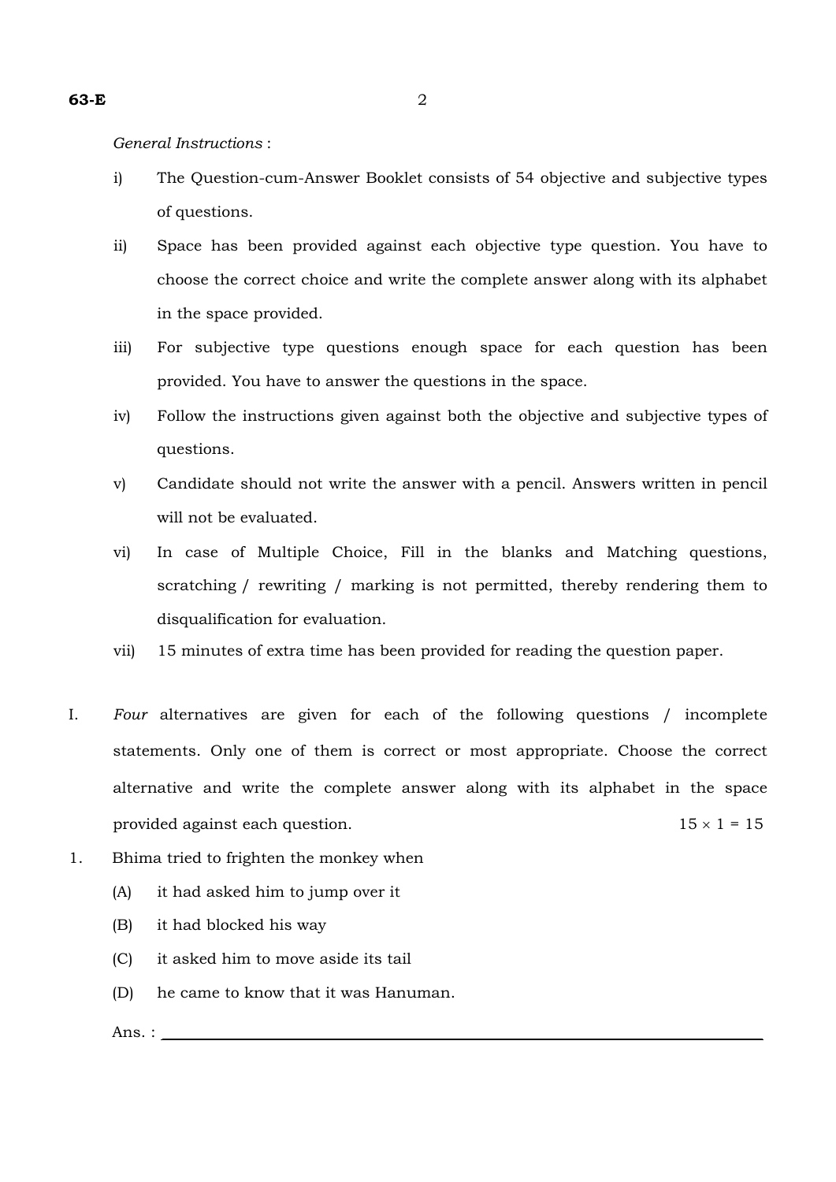*General Instructions* :

i) The Question-cum-Answer Booklet consists of 54 objective and subjective types of questions.

ii) Space has been provided against each objective type question. You have to choose the correct choice and write the complete answer along with its alphabet in the space provided.

iii) For subjective type questions enough space for each question has been provided. You have to answer the questions in the space.

iv) Follow the instructions given against both the objective and subjective types of questions.

v) Candidate should not write the answer with a pencil. Answers written in pencil will not be evaluated.

vi) In case of Multiple Choice, Fill in the blanks and Matching questions, scratching / rewriting / marking is not permitted, thereby rendering them to disqualification for evaluation.

vii) 15 minutes of extra time has been provided for reading the question paper.

I. *Four* alternatives are given for each of the following questions / incomplete statements. Only one of them is correct or most appropriate. Choose the correct alternative and write the complete answer along with its alphabet in the space provided against each question. $15 \times 1 = 15$

1. Bhima tried to frighten the monkey when

   (A) it had asked him to jump over it

   (B) it had blocked his way

   (C) it asked him to move aside its tail

   (D) he came to know that it was Hanuman.

   Ans. : ____________________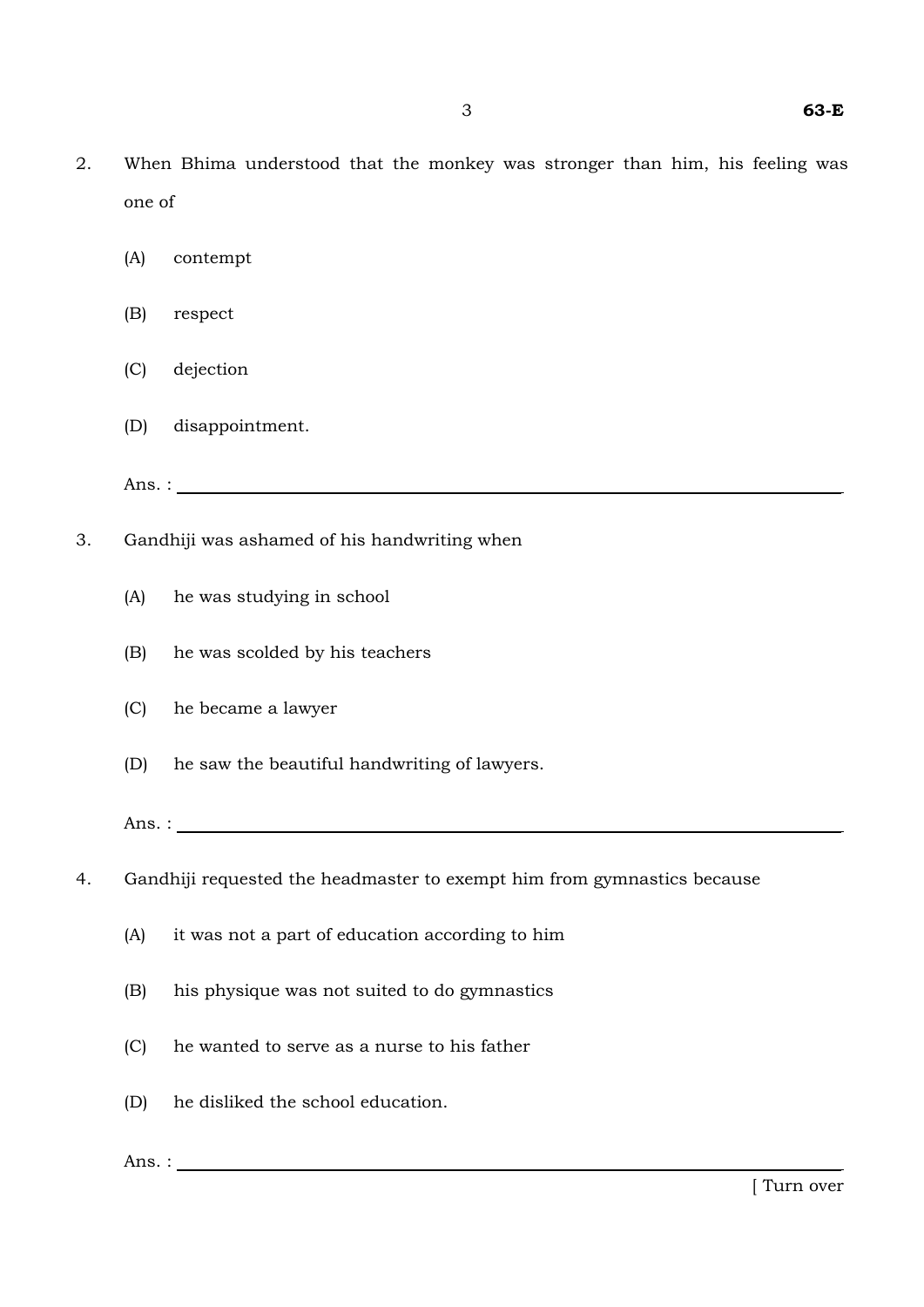2. When Bhima understood that the monkey was stronger than him, his feeling was one of

   (A) contempt

   (B) respect

   (C) dejection

   (D) disappointment.

   Ans. : \_\_\_\_\_\_\_\_\_\_\_\_\_\_\_\_\_\_\_\_\_\_\_\_\_\_\_\_\_\_\_\_\_\_\_\_\_\_\_\_

3. Gandhiji was ashamed of his handwriting when

   (A) he was studying in school

   (B) he was scolded by his teachers

   (C) he became a lawyer

   (D) he saw the beautiful handwriting of lawyers.

   Ans. : \_\_\_\_\_\_\_\_\_\_\_\_\_\_\_\_\_\_\_\_\_\_\_\_\_\_\_\_\_\_\_\_\_\_\_\_\_\_\_\_

4. Gandhiji requested the headmaster to exempt him from gymnastics because

   (A) it was not a part of education according to him

   (B) his physique was not suited to do gymnastics

   (C) he wanted to serve as a nurse to his father

   (D) he disliked the school education.

   Ans. : \_\_\_\_\_\_\_\_\_\_\_\_\_\_\_\_\_\_\_\_\_\_\_\_\_\_\_\_\_\_\_\_\_\_\_\_\_\_\_\_

[ Turn over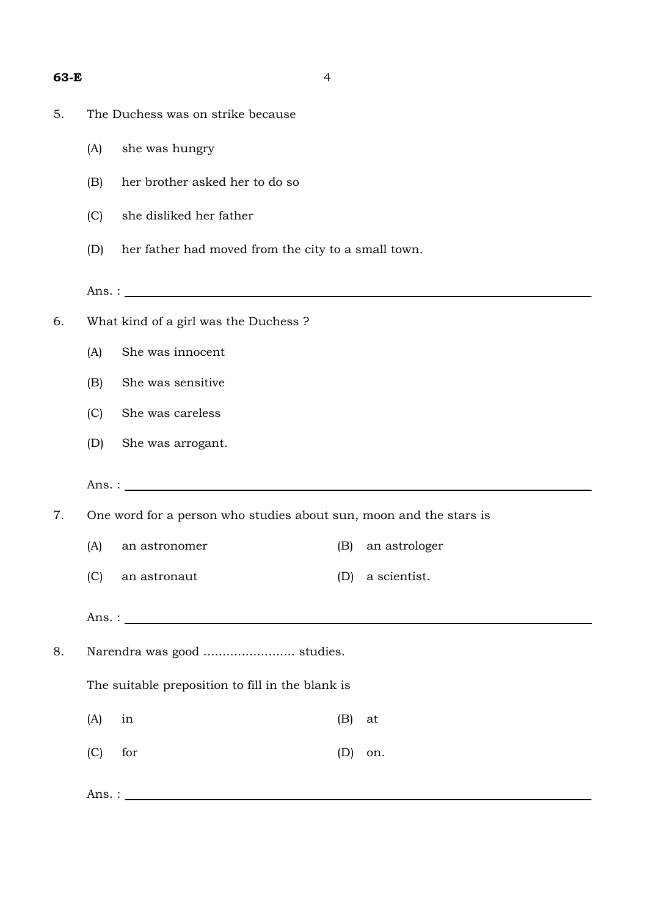5. The Duchess was on strike because

   (A) she was hungry

   (B) her brother asked her to do so

   (C) she disliked her father

   (D) her father had moved from the city to a small town.

   Ans. : ____________________

6. What kind of a girl was the Duchess ?

   (A) She was innocent

   (B) She was sensitive

   (C) She was careless

   (D) She was arrogant.

   Ans. : ____________________

7. One word for a person who studies about sun, moon and the stars is

   (A) an astronomer &emsp; (B) an astrologer

   (C) an astronaut &emsp; (D) a scientist.

   Ans. : ____________________

8. Narendra was good ........................ studies.

   The suitable preposition to fill in the blank is

   (A) in &emsp; (B) at

   (C) for &emsp; (D) on.

   Ans. : ____________________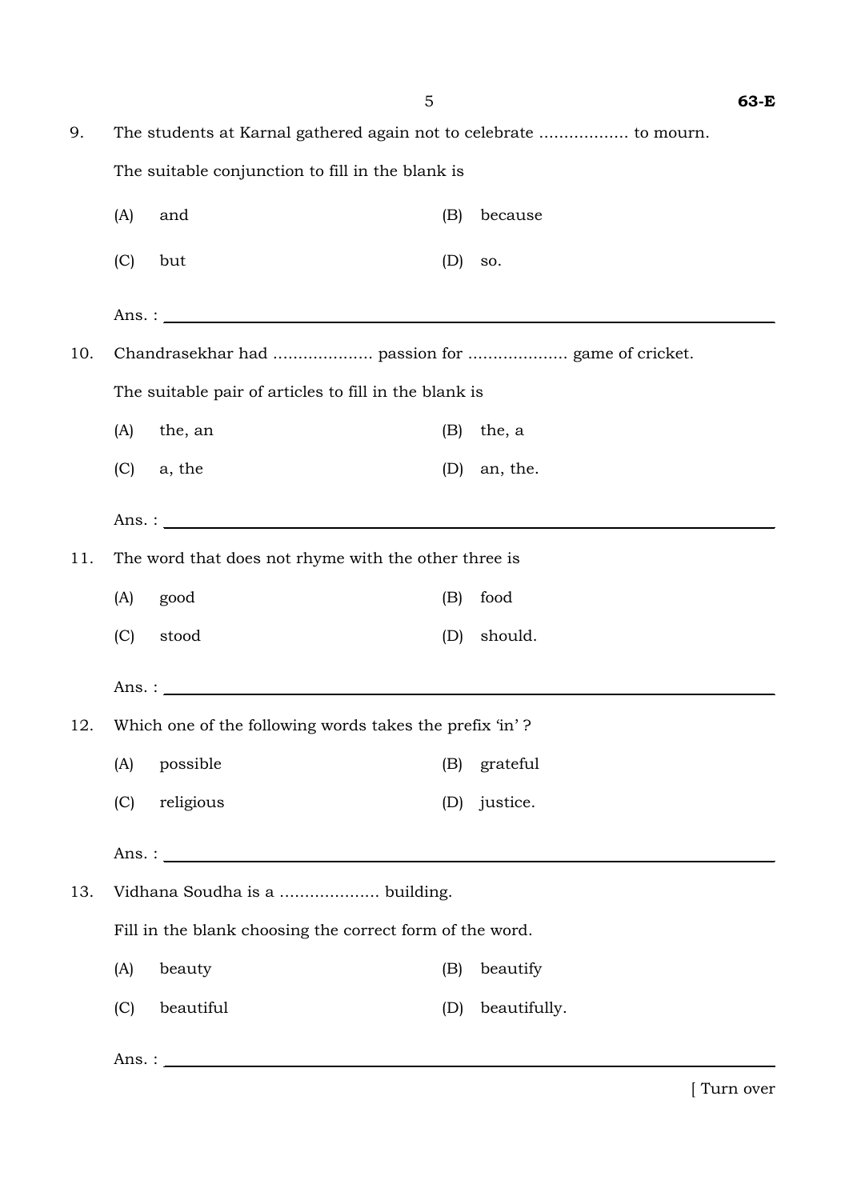9. The students at Karnal gathered again not to celebrate .................. to mourn.

   The suitable conjunction to fill in the blank is

   (A) and  (B) because

   (C) but  (D) so.

   Ans. : ____________________

10. Chandrasekhar had .................... passion for .................... game of cricket.

    The suitable pair of articles to fill in the blank is

    (A) the, an  (B) the, a

    (C) a, the  (D) an, the.

    Ans. : ____________________

11. The word that does not rhyme with the other three is

    (A) good  (B) food

    (C) stood  (D) should.

    Ans. : ____________________

12. Which one of the following words takes the prefix 'in' ?

    (A) possible  (B) grateful

    (C) religious  (D) justice.

    Ans. : ____________________

13. Vidhana Soudha is a .................... building.

    Fill in the blank choosing the correct form of the word.

    (A) beauty  (B) beautify

    (C) beautiful  (D) beautifully.

    Ans. : ____________________

[ Turn over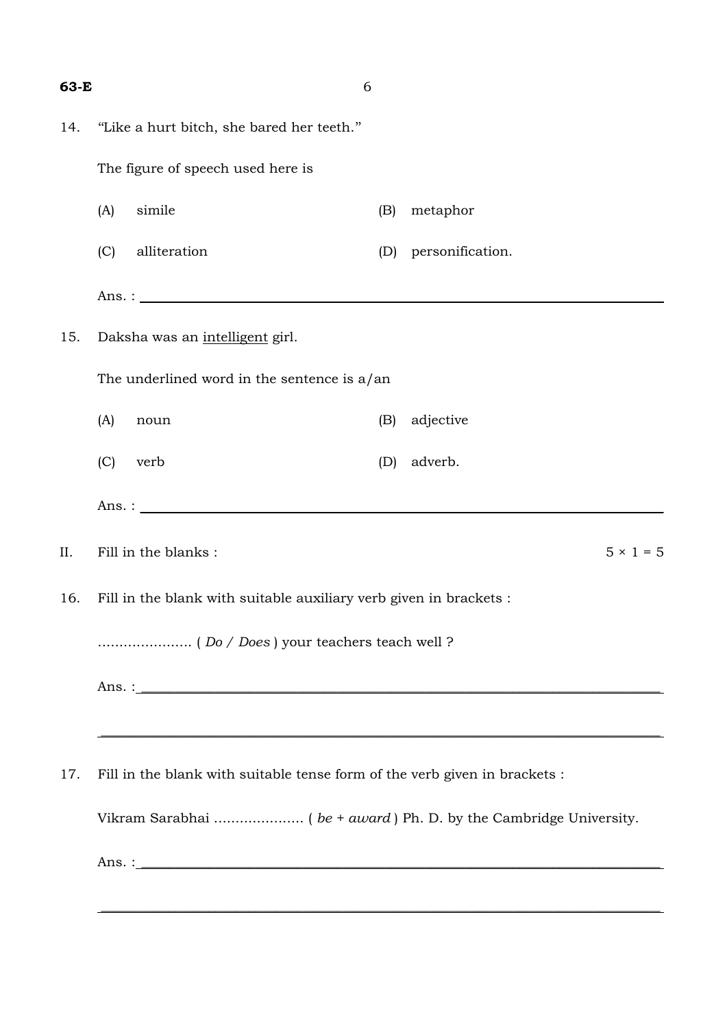14. "Like a hurt bitch, she bared her teeth."

    The figure of speech used here is

    (A) simile  (B) metaphor

    (C) alliteration  (D) personification.

    Ans. : ____________________

15. Daksha was an <u>intelligent</u> girl.

    The underlined word in the sentence is a/an

    (A) noun  (B) adjective

    (C) verb  (D) adverb.

    Ans. : ____________________

II. Fill in the blanks : 5 × 1 = 5

16. Fill in the blank with suitable auxiliary verb given in brackets :

    ...................... ( *Do / Does* ) your teachers teach well ?

    Ans. : ____________________

    ____________________

17. Fill in the blank with suitable tense form of the verb given in brackets :

    Vikram Sarabhai ..................... ( *be* + *award* ) Ph. D. by the Cambridge University.

    Ans. : ____________________

    ____________________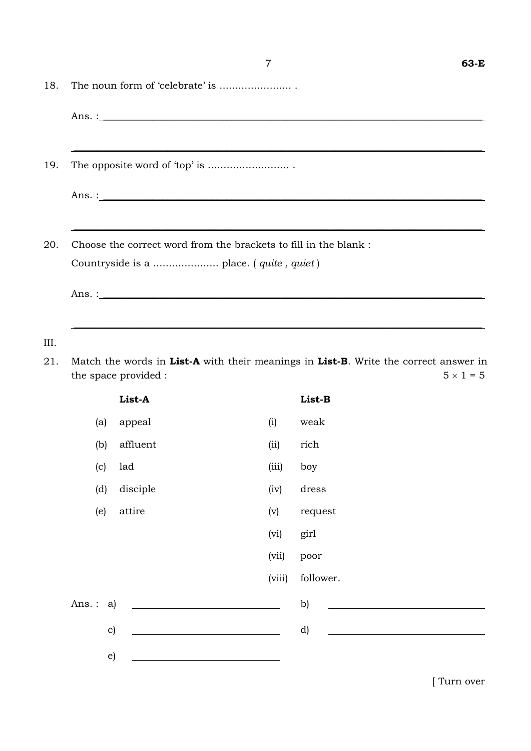18. The noun form of 'celebrate' is ...................... .

Ans. : ______________________________

______________________________

19. The opposite word of 'top' is ......................... .

Ans. : ______________________________

______________________________

20. Choose the correct word from the brackets to fill in the blank :

Countryside is a .................... place. ( *quite* , *quiet* )

Ans. : ______________________________

______________________________

III.

21. Match the words in **List-A** with their meanings in **List-B**. Write the correct answer in the space provided : 5 × 1 = 5

| | **List-A** | | **List-B** |
|---|---|---|---|
| (a) | appeal | (i) | weak |
| (b) | affluent | (ii) | rich |
| (c) | lad | (iii) | boy |
| (d) | disciple | (iv) | dress |
| (e) | attire | (v) | request |
| | | (vi) | girl |
| | | (vii) | poor |
| | | (viii) | follower. |

Ans. : a) ______________ b) ______________

c) ______________ d) ______________

e) ______________

[ Turn over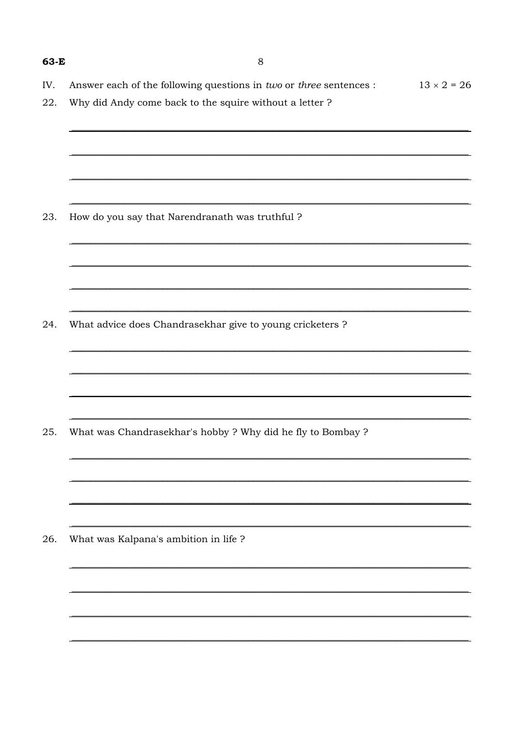IV. Answer each of the following questions in *two* or *three* sentences : $13 \times 2 = 26$

22. Why did Andy come back to the squire without a letter ?

23. How do you say that Narendranath was truthful ?

24. What advice does Chandrasekhar give to young cricketers ?

25. What was Chandrasekhar's hobby ? Why did he fly to Bombay ?

26. What was Kalpana's ambition in life ?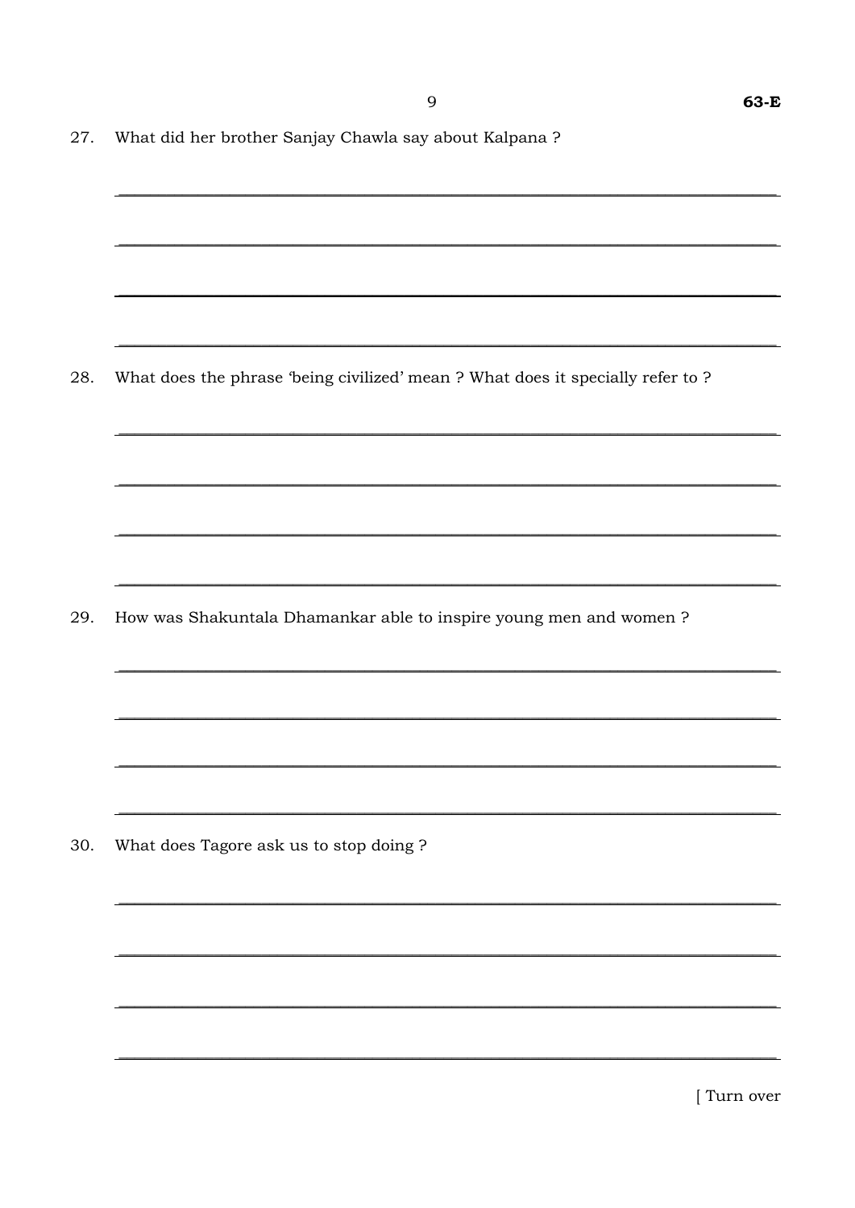27. What did her brother Sanjay Chawla say about Kalpana ?

28. What does the phrase 'being civilized' mean ? What does it specially refer to ?

29. How was Shakuntala Dhamankar able to inspire young men and women ?

30. What does Tagore ask us to stop doing ?

[ Turn over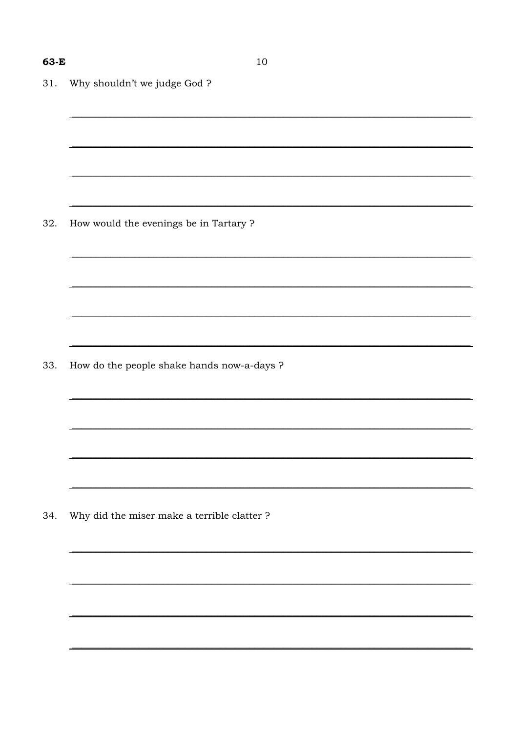31. Why shouldn't we judge God ?

32. How would the evenings be in Tartary ?

33. How do the people shake hands now-a-days ?

34. Why did the miser make a terrible clatter ?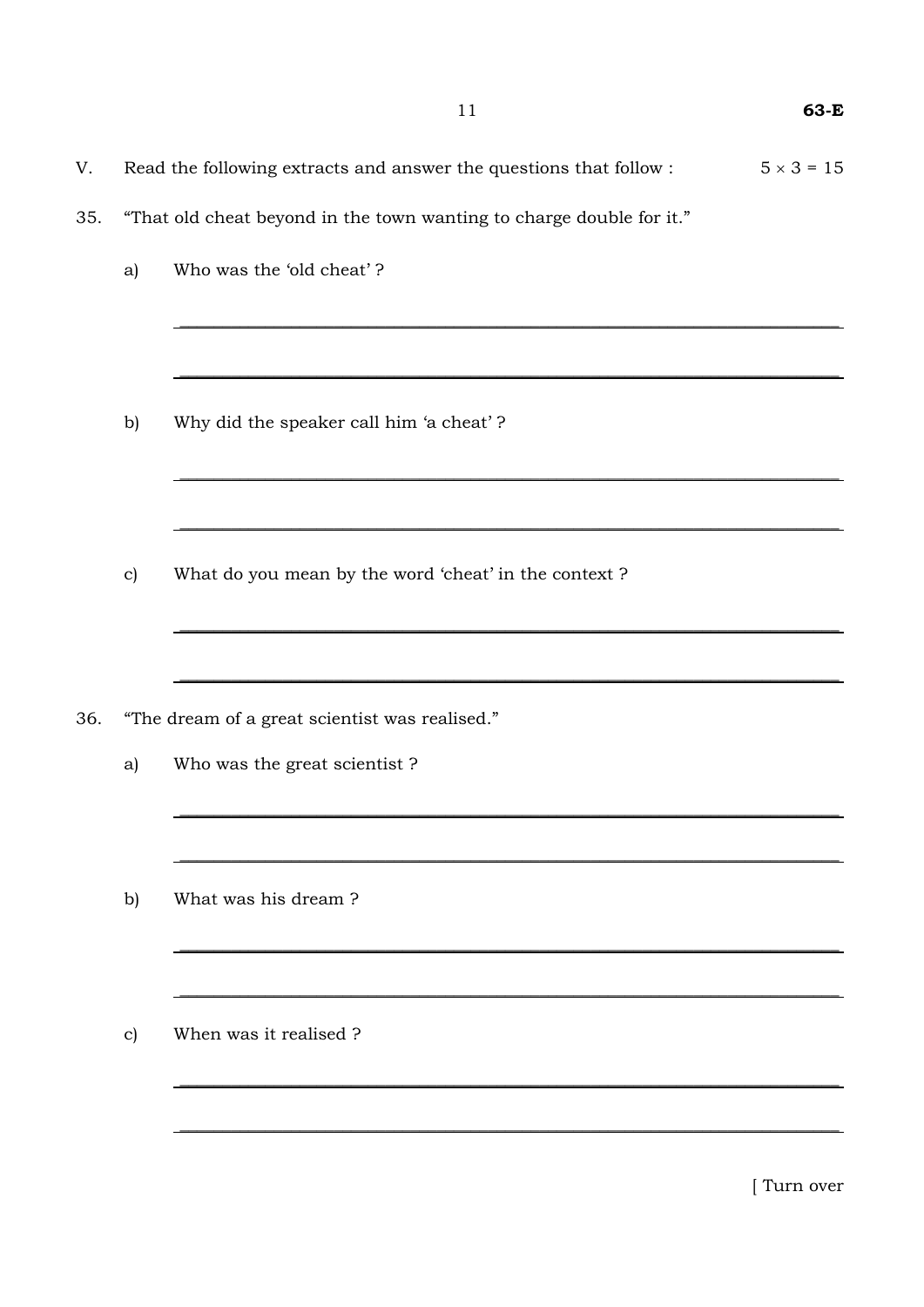V. Read the following extracts and answer the questions that follow : $5 \times 3 = 15$

35. "That old cheat beyond in the town wanting to charge double for it."

a) Who was the 'old cheat' ?

b) Why did the speaker call him 'a cheat' ?

c) What do you mean by the word 'cheat' in the context ?

36. "The dream of a great scientist was realised."

a) Who was the great scientist ?

b) What was his dream ?

c) When was it realised ?

[ Turn over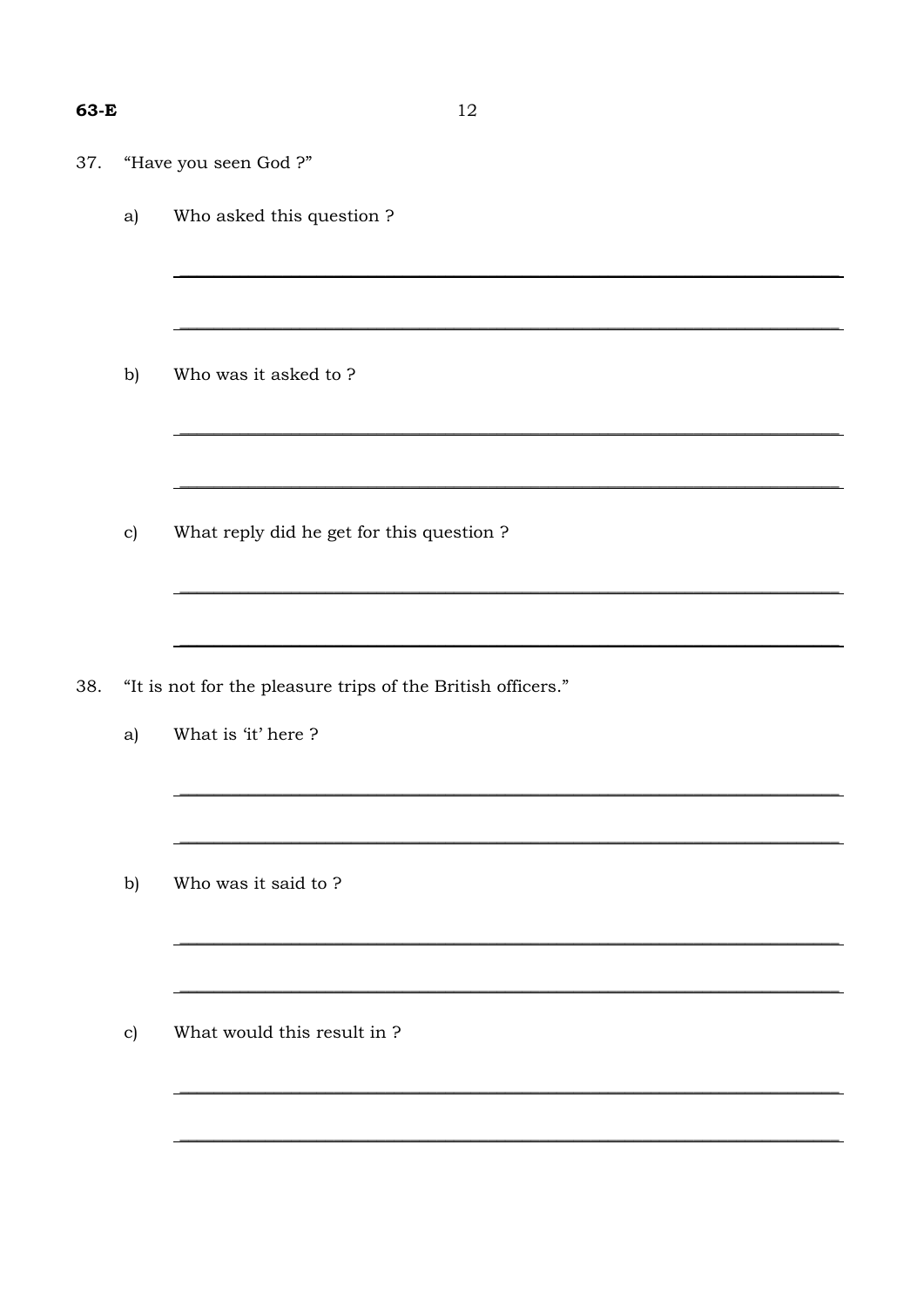37. "Have you seen God ?"

a) Who asked this question ?

b) Who was it asked to ?

c) What reply did he get for this question ?

38. "It is not for the pleasure trips of the British officers."

a) What is 'it' here ?

b) Who was it said to ?

c) What would this result in ?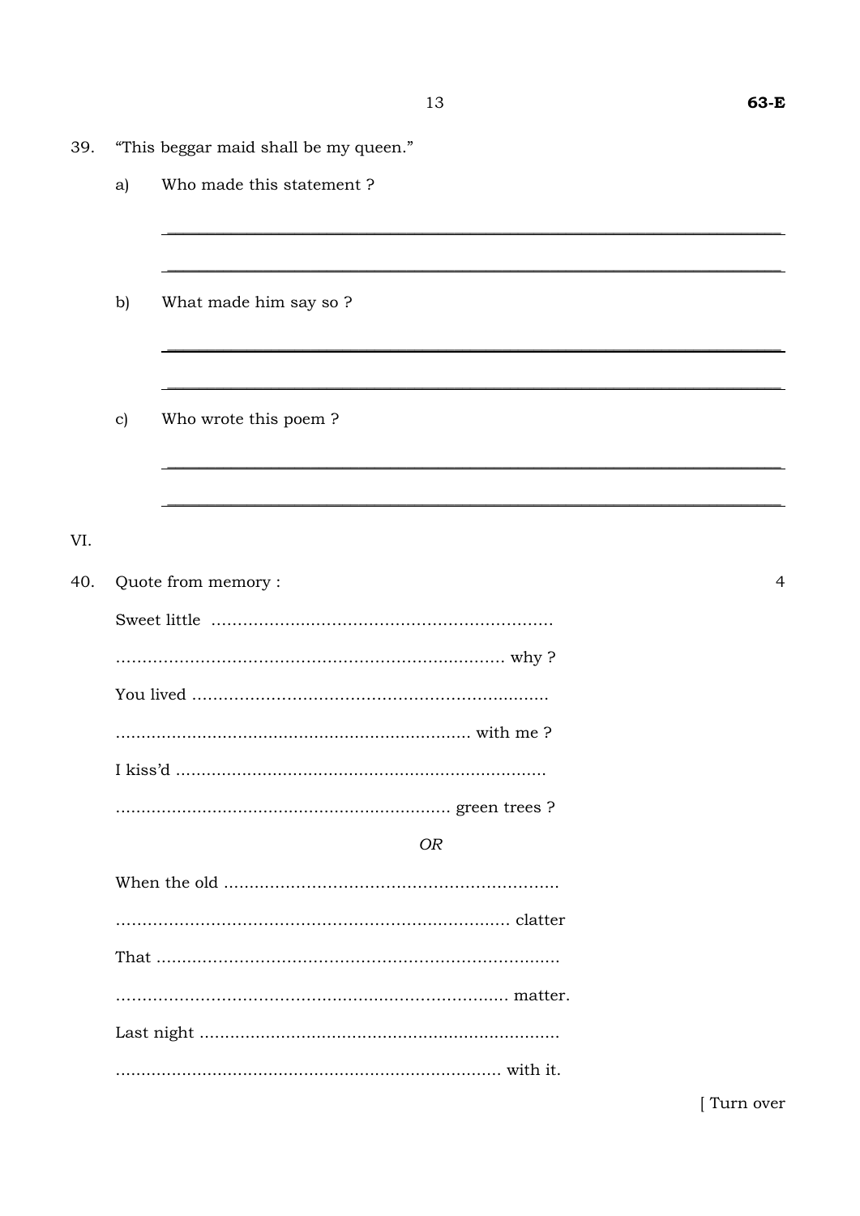39. "This beggar maid shall be my queen."

   a) Who made this statement ?

   ______________________________________________

   ______________________________________________

   b) What made him say so ?

   ______________________________________________

   ______________________________________________

   c) Who wrote this poem ?

   ______________________________________________

   ______________________________________________

VI.

40. Quote from memory : 4

Sweet little ..................................................................

.......................................................................... why ?

You lived ....................................................................

..................................................................... with me ?

I kiss'd .........................................................................

................................................................ green trees ?

*OR*

When the old ................................................................

.......................................................................... clatter

That .............................................................................

........................................................................... matter.

Last night .......................................................................

........................................................................... with it.

[ Turn over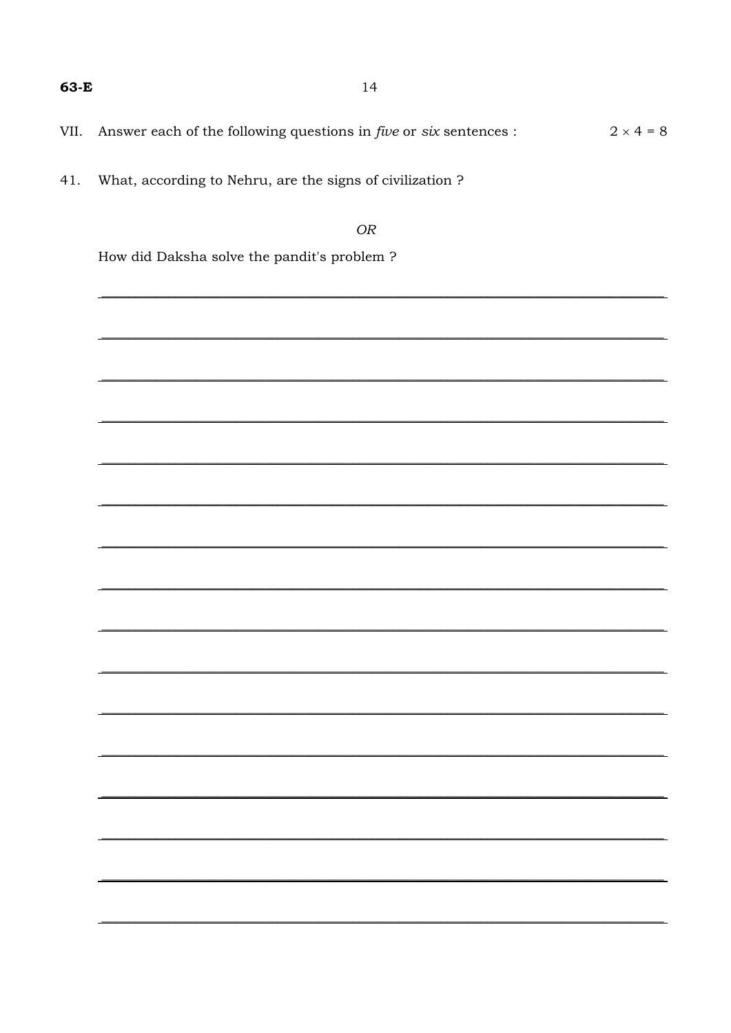VII. Answer each of the following questions in *five* or *six* sentences : $2 \times 4 = 8$

41. What, according to Nehru, are the signs of civilization ?

*OR*

How did Daksha solve the pandit's problem ?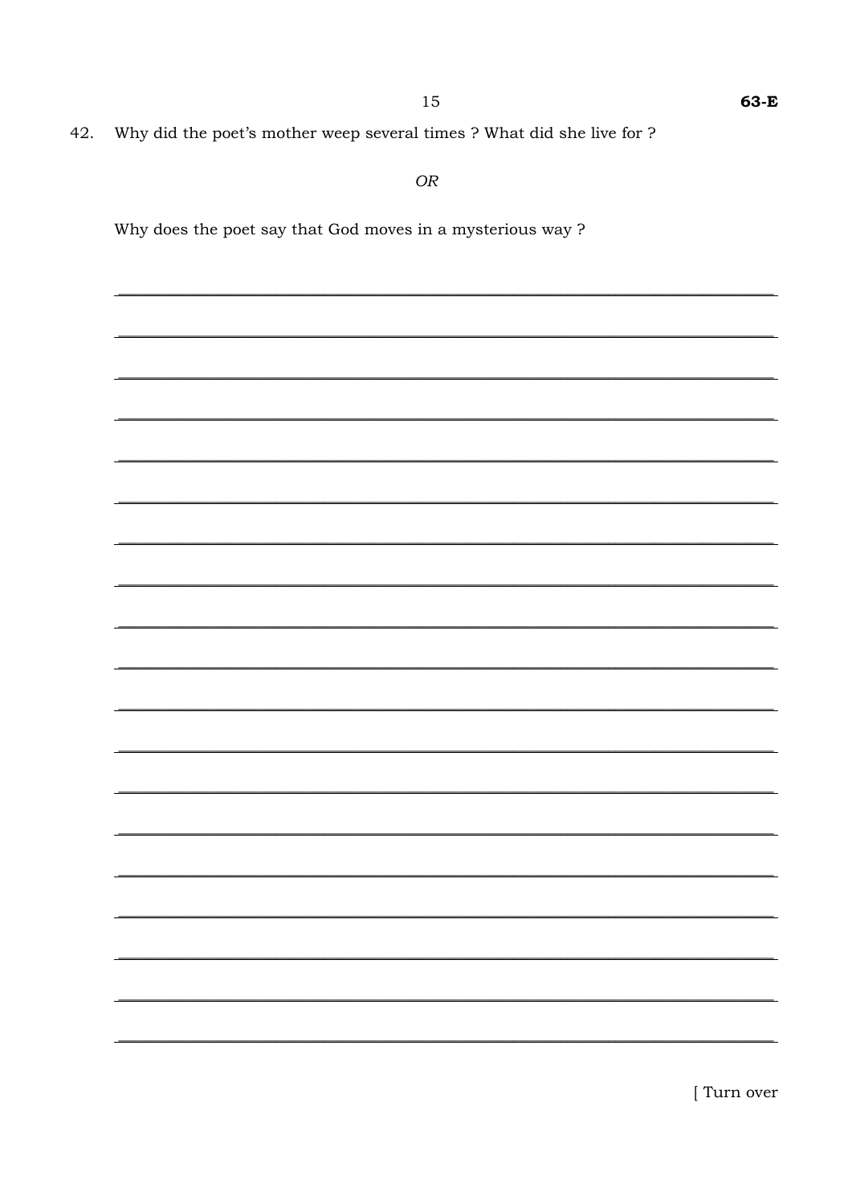42. Why did the poet's mother weep several times ? What did she live for ?

*OR*

Why does the poet say that God moves in a mysterious way ?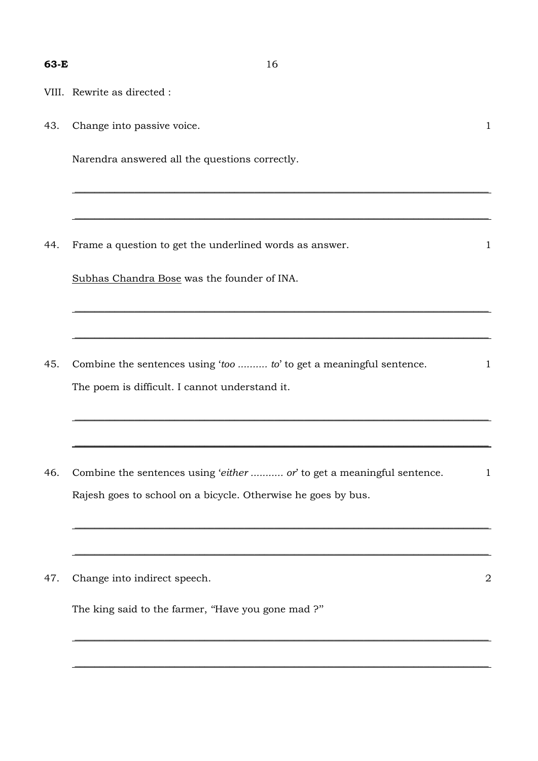VIII. Rewrite as directed :

43. Change into passive voice. 1

Narendra answered all the questions correctly.

---

---

44. Frame a question to get the underlined words as answer. 1

<u>Subhas Chandra Bose</u> was the founder of INA.

---

---

45. Combine the sentences using '*too* .......... *to*' to get a meaningful sentence. 1

The poem is difficult. I cannot understand it.

---

---

46. Combine the sentences using '*either* ........... *or*' to get a meaningful sentence. 1

Rajesh goes to school on a bicycle. Otherwise he goes by bus.

---

---

47. Change into indirect speech. 2

The king said to the farmer, "Have you gone mad ?"

---

---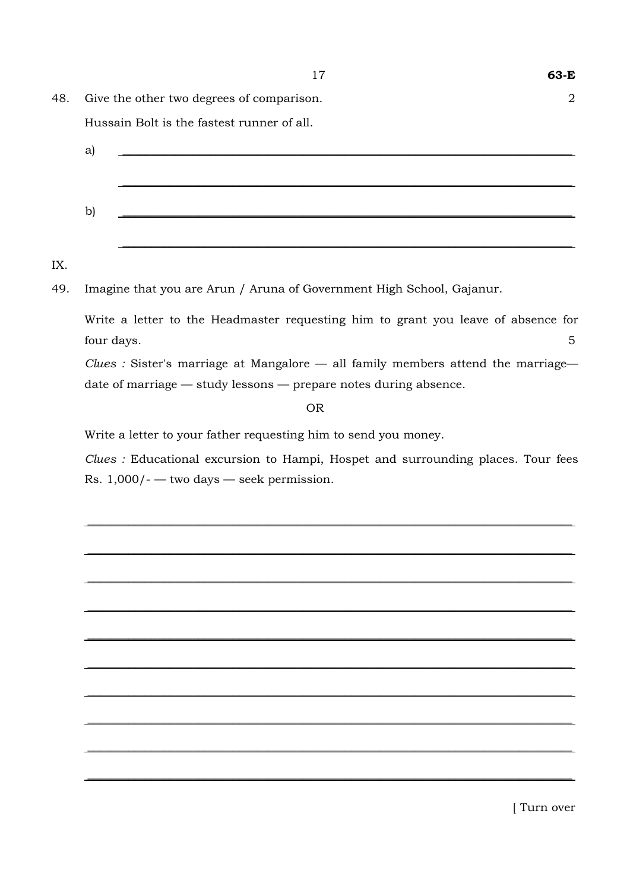48. Give the other two degrees of comparison. 2

Hussain Bolt is the fastest runner of all.

a) ____________________________________________

____________________________________________

b) ____________________________________________

____________________________________________

IX.

49. Imagine that you are Arun / Aruna of Government High School, Gajanur.

Write a letter to the Headmaster requesting him to grant you leave of absence for four days. 5

*Clues :* Sister's marriage at Mangalore — all family members attend the marriage— date of marriage — study lessons — prepare notes during absence.

OR

Write a letter to your father requesting him to send you money.

*Clues :* Educational excursion to Hampi, Hospet and surrounding places. Tour fees Rs. 1,000/- — two days — seek permission.

____________________________________________

____________________________________________

____________________________________________

____________________________________________

____________________________________________

____________________________________________

____________________________________________

____________________________________________

____________________________________________

____________________________________________

[ Turn over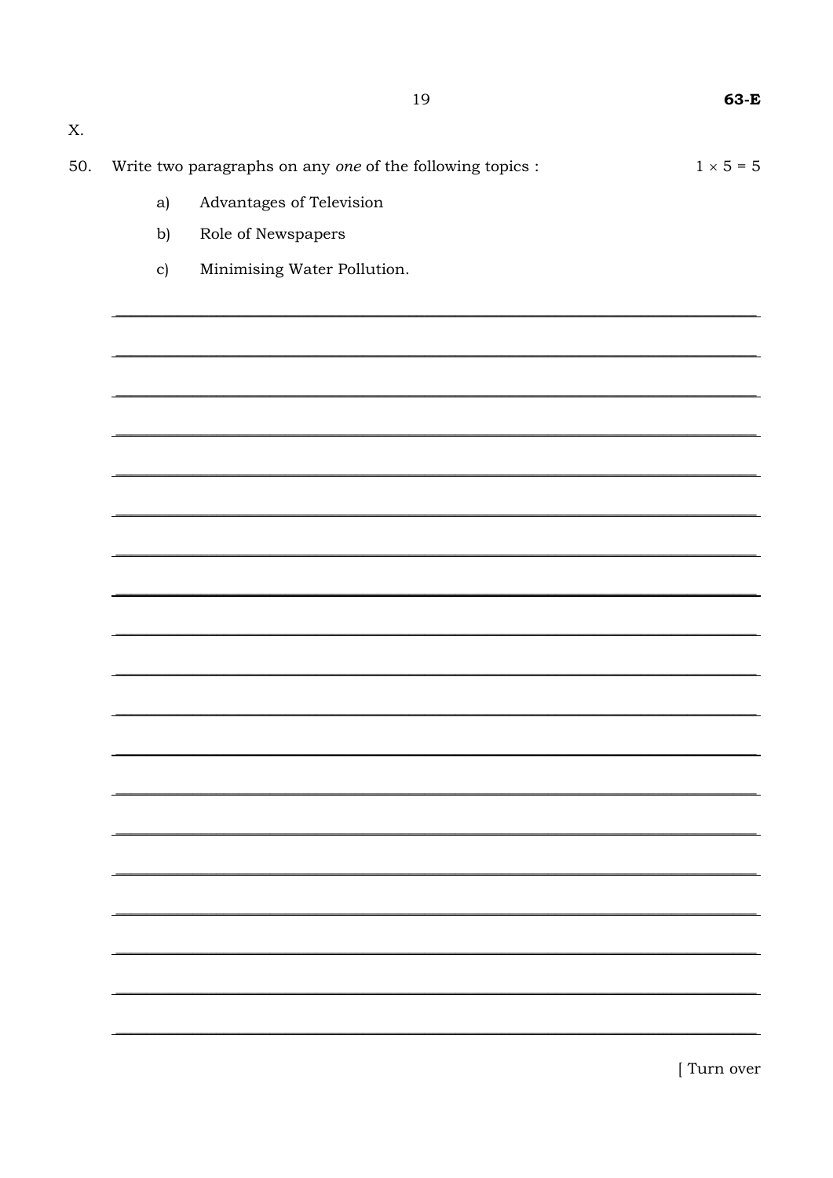X.

50. Write two paragraphs on any *one* of the following topics : $1 \times 5 = 5$

a) Advantages of Television

b) Role of Newspapers

c) Minimising Water Pollution.

[ Turn over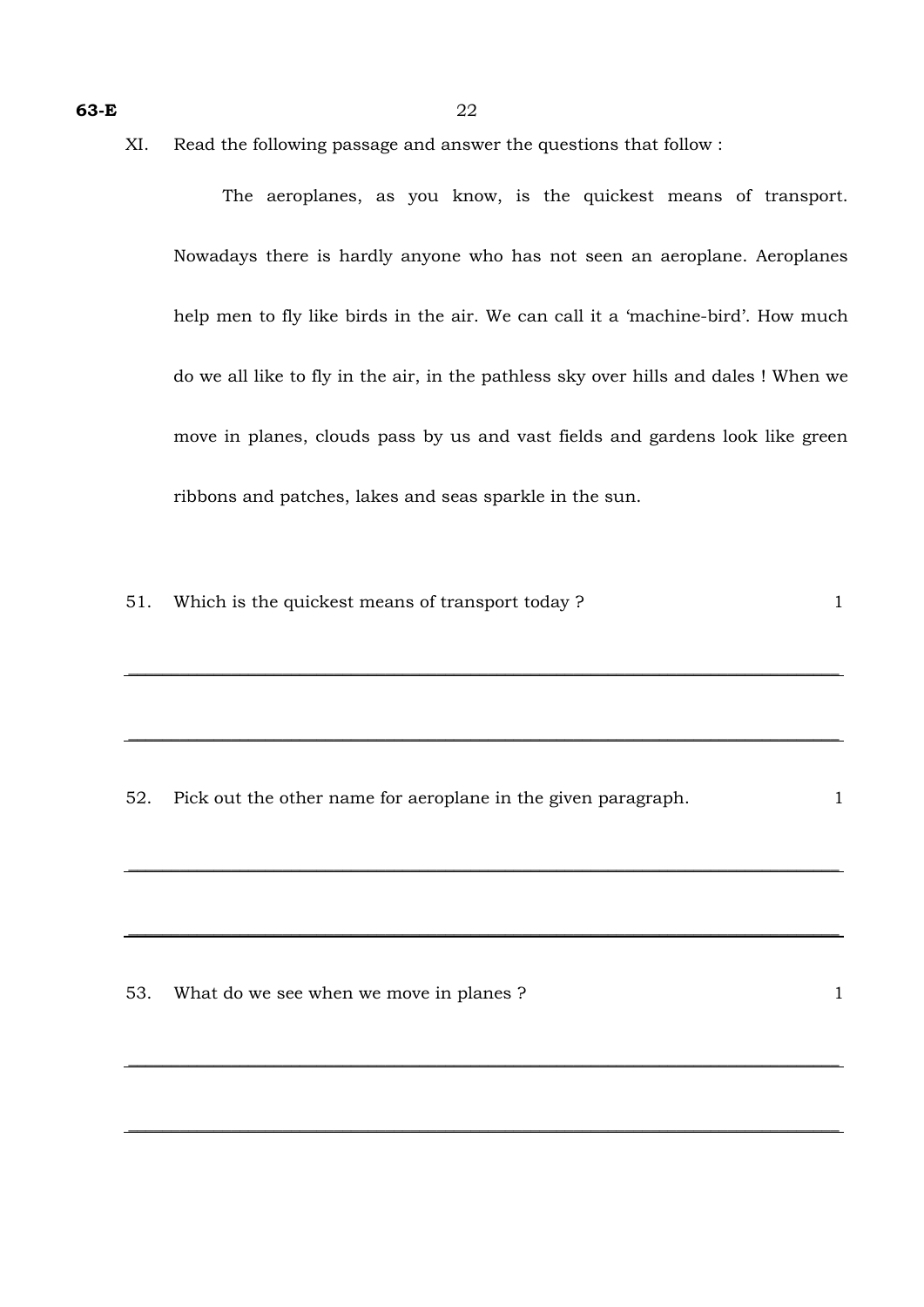XI. Read the following passage and answer the questions that follow :

The aeroplanes, as you know, is the quickest means of transport. Nowadays there is hardly anyone who has not seen an aeroplane. Aeroplanes help men to fly like birds in the air. We can call it a 'machine-bird'. How much do we all like to fly in the air, in the pathless sky over hills and dales ! When we move in planes, clouds pass by us and vast fields and gardens look like green ribbons and patches, lakes and seas sparkle in the sun.

51. Which is the quickest means of transport today ? 1

_______________________________________________

_______________________________________________

52. Pick out the other name for aeroplane in the given paragraph. 1

_______________________________________________

_______________________________________________

53. What do we see when we move in planes ? 1

_______________________________________________

_______________________________________________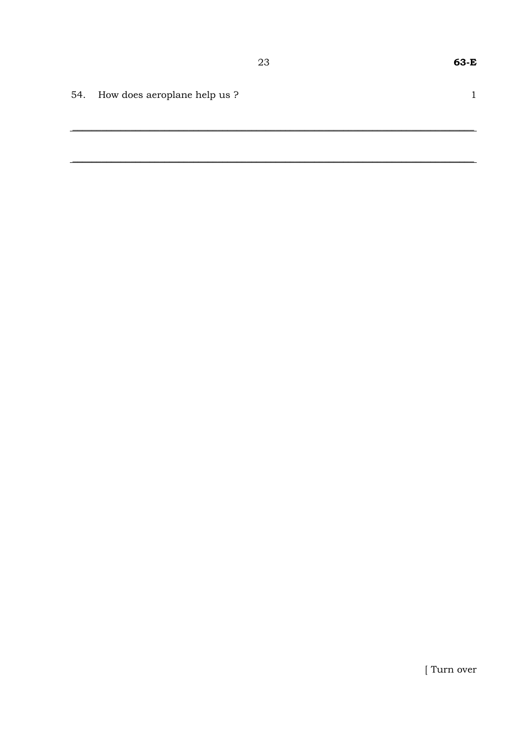54. How does aeroplane help us ? 1

\_\_\_\_\_\_\_\_\_\_\_\_\_\_\_\_\_\_\_\_\_\_\_\_\_\_\_\_\_\_\_\_\_\_\_\_\_\_\_\_\_\_\_\_\_\_\_\_\_\_\_\_\_\_\_\_\_\_\_\_\_\_\_\_\_\_\_\_\_\_

\_\_\_\_\_\_\_\_\_\_\_\_\_\_\_\_\_\_\_\_\_\_\_\_\_\_\_\_\_\_\_\_\_\_\_\_\_\_\_\_\_\_\_\_\_\_\_\_\_\_\_\_\_\_\_\_\_\_\_\_\_\_\_\_\_\_\_\_\_\_

[ Turn over